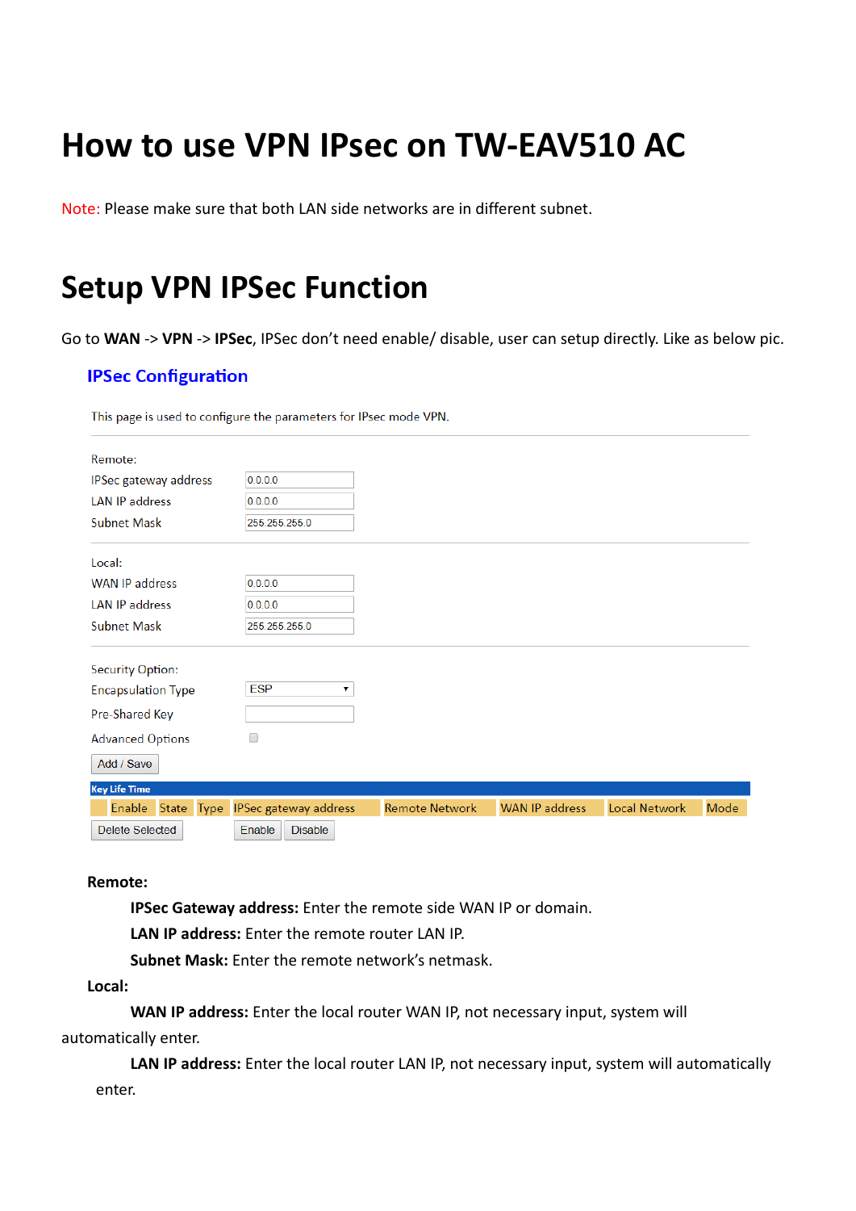# How to use VPN IPsec on TW-EAV510 AC

Note: Please make sure that both LAN side networks are in different subnet.

# Setup VPN IPSec Function

Go to **WAN** -> **VPN** -> **IPSec**, IPSec don't need enable/ disable, user can setup directly. Like as below pic.

## IPSec Configuration

This page is used to configure the parameters for IPsec mode VPN.

Remote:

| | |
|---|---|
| IPSec gateway address | 0.0.0.0 |
| LAN IP address | 0.0.0.0 |
| Subnet Mask | 255.255.255.0 |

Local:

| | |
|---|---|
| WAN IP address | 0.0.0.0 |
| LAN IP address | 0.0.0.0 |
| Subnet Mask | 255.255.255.0 |

Security Option:

| | |
|---|---|
| Encapsulation Type | ESP |
| Pre-Shared Key | |
| Advanced Options | ☐ |

Add / Save

Key Life Time

| | Enable | State | Type | IPSec gateway address | Remote Network | WAN IP address | Local Network | Mode |
|---|---|---|---|---|---|---|---|---|

Delete Selected    Enable    Disable

**Remote:**

**IPSec Gateway address:** Enter the remote side WAN IP or domain.

**LAN IP address:** Enter the remote router LAN IP.

**Subnet Mask:** Enter the remote network's netmask.

**Local:**

**WAN IP address:** Enter the local router WAN IP, not necessary input, system will automatically enter.

**LAN IP address:** Enter the local router LAN IP, not necessary input, system will automatically enter.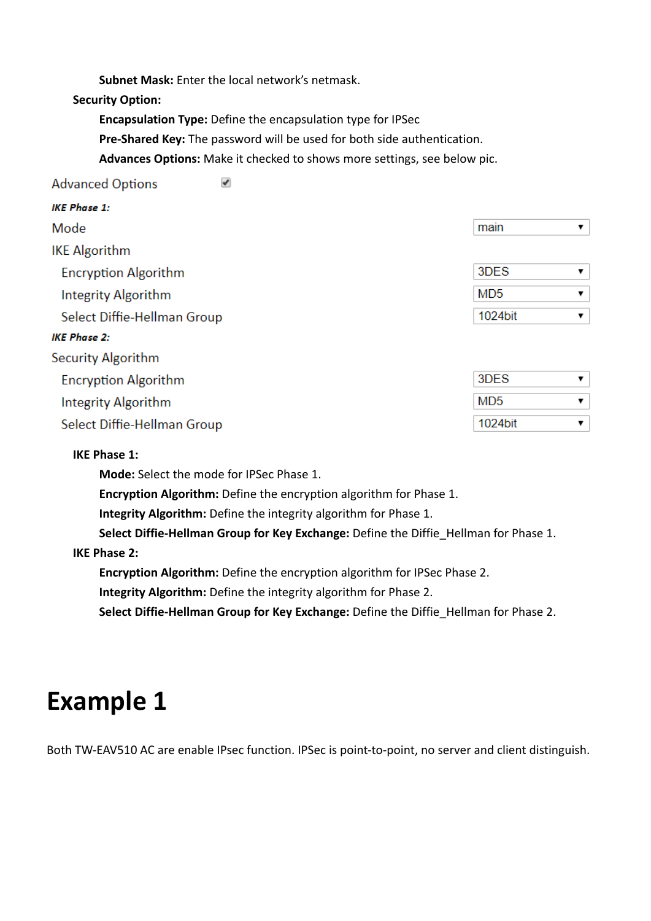**Subnet Mask:** Enter the local network's netmask.

**Security Option:**

**Encapsulation Type:** Define the encapsulation type for IPSec

**Pre-Shared Key:** The password will be used for both side authentication.

**Advances Options:** Make it checked to shows more settings, see below pic.

| Advanced Options | ☑ |
|---|---|
| ***IKE Phase 1:*** | |
| Mode | main |
| IKE Algorithm | |
| Encryption Algorithm | 3DES |
| Integrity Algorithm | MD5 |
| Select Diffie-Hellman Group | 1024bit |
| ***IKE Phase 2:*** | |
| Security Algorithm | |
| Encryption Algorithm | 3DES |
| Integrity Algorithm | MD5 |
| Select Diffie-Hellman Group | 1024bit |

**IKE Phase 1:**

**Mode:** Select the mode for IPSec Phase 1.

**Encryption Algorithm:** Define the encryption algorithm for Phase 1.

**Integrity Algorithm:** Define the integrity algorithm for Phase 1.

**Select Diffie-Hellman Group for Key Exchange:** Define the Diffie_Hellman for Phase 1.

**IKE Phase 2:**

**Encryption Algorithm:** Define the encryption algorithm for IPSec Phase 2.

**Integrity Algorithm:** Define the integrity algorithm for Phase 2.

**Select Diffie-Hellman Group for Key Exchange:** Define the Diffie_Hellman for Phase 2.

# Example 1

Both TW-EAV510 AC are enable IPsec function. IPSec is point-to-point, no server and client distinguish.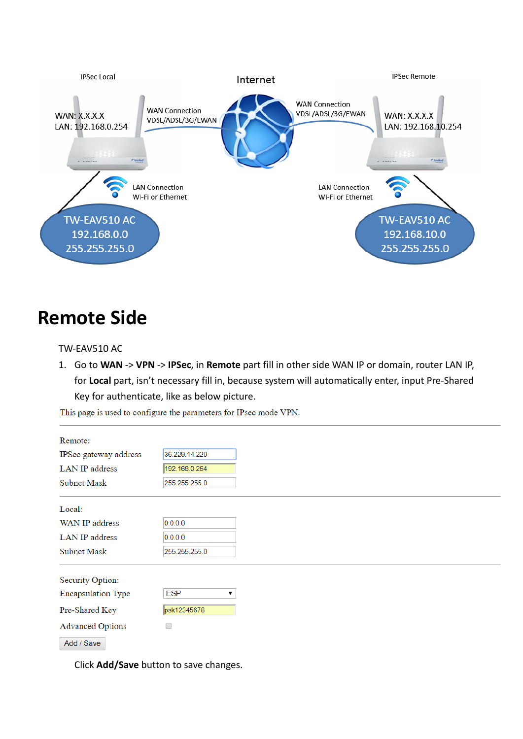IPSec Local

Internet

IPSec Remote

WAN: X.X.X.X
LAN: 192.168.0.254

WAN Connection
VDSL/ADSL/3G/EWAN

WAN Connection
VDSL/ADSL/3G/EWAN

WAN: X.X.X.X
LAN: 192.168.10.254

LAN Connection
WI-FI or Ethernet

LAN Connection
WI-FI or Ethernet

TW-EAV510 AC
192.168.0.0
255.255.255.0

TW-EAV510 AC
192.168.10.0
255.255.255.0

# Remote Side

TW-EAV510 AC

1. Go to **WAN** -> **VPN** -> **IPSec**, in **Remote** part fill in other side WAN IP or domain, router LAN IP, for **Local** part, isn't necessary fill in, because system will automatically enter, input Pre-Shared Key for authenticate, like as below picture.

This page is used to configure the parameters for IPsec mode VPN.

Remote:

| | |
|---|---|
| IPSec gateway address | 36.229.14.220 |
| LAN IP address | 192.168.0.254 |
| Subnet Mask | 255.255.255.0 |

Local:

| | |
|---|---|
| WAN IP address | 0.0.0.0 |
| LAN IP address | 0.0.0.0 |
| Subnet Mask | 255.255.255.0 |

Security Option:

| | |
|---|---|
| Encapsulation Type | ESP |
| Pre-Shared Key | psk12345678 |
| Advanced Options | ☐ |

Add / Save

Click **Add/Save** button to save changes.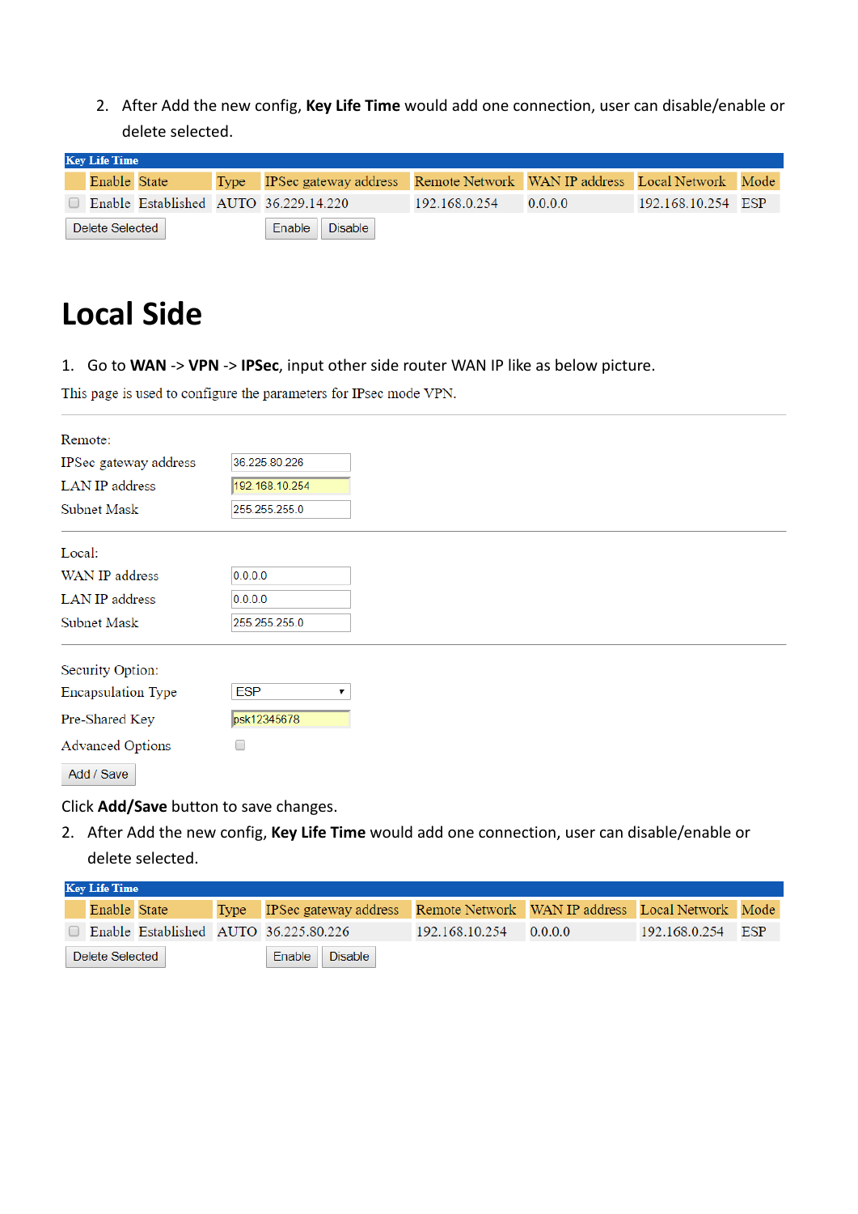2. After Add the new config, **Key Life Time** would add one connection, user can disable/enable or delete selected.

| Key Life Time | | | | | | | | |
|---|---|---|---|---|---|---|---|---|
| | Enable | State | Type | IPSec gateway address | Remote Network | WAN IP address | Local Network | Mode |
| ☐ | Enable | Established | AUTO | 36.229.14.220 | 192.168.0.254 | 0.0.0.0 | 192.168.10.254 | ESP |

Delete Selected　Enable　Disable

# Local Side

1. Go to **WAN** -> **VPN** -> **IPSec**, input other side router WAN IP like as below picture.

This page is used to configure the parameters for IPsec mode VPN.

Remote:

| | |
|---|---|
| IPSec gateway address | 36.225.80.226 |
| LAN IP address | 192.168.10.254 |
| Subnet Mask | 255.255.255.0 |

Local:

| | |
|---|---|
| WAN IP address | 0.0.0.0 |
| LAN IP address | 0.0.0.0 |
| Subnet Mask | 255.255.255.0 |

Security Option:

| | |
|---|---|
| Encapsulation Type | ESP |
| Pre-Shared Key | psk12345678 |
| Advanced Options | ☐ |

Add / Save

Click **Add/Save** button to save changes.

2. After Add the new config, **Key Life Time** would add one connection, user can disable/enable or delete selected.

| Key Life Time | | | | | | | | |
|---|---|---|---|---|---|---|---|---|
| | Enable | State | Type | IPSec gateway address | Remote Network | WAN IP address | Local Network | Mode |
| ☐ | Enable | Established | AUTO | 36.225.80.226 | 192.168.10.254 | 0.0.0.0 | 192.168.0.254 | ESP |

Delete Selected　Enable　Disable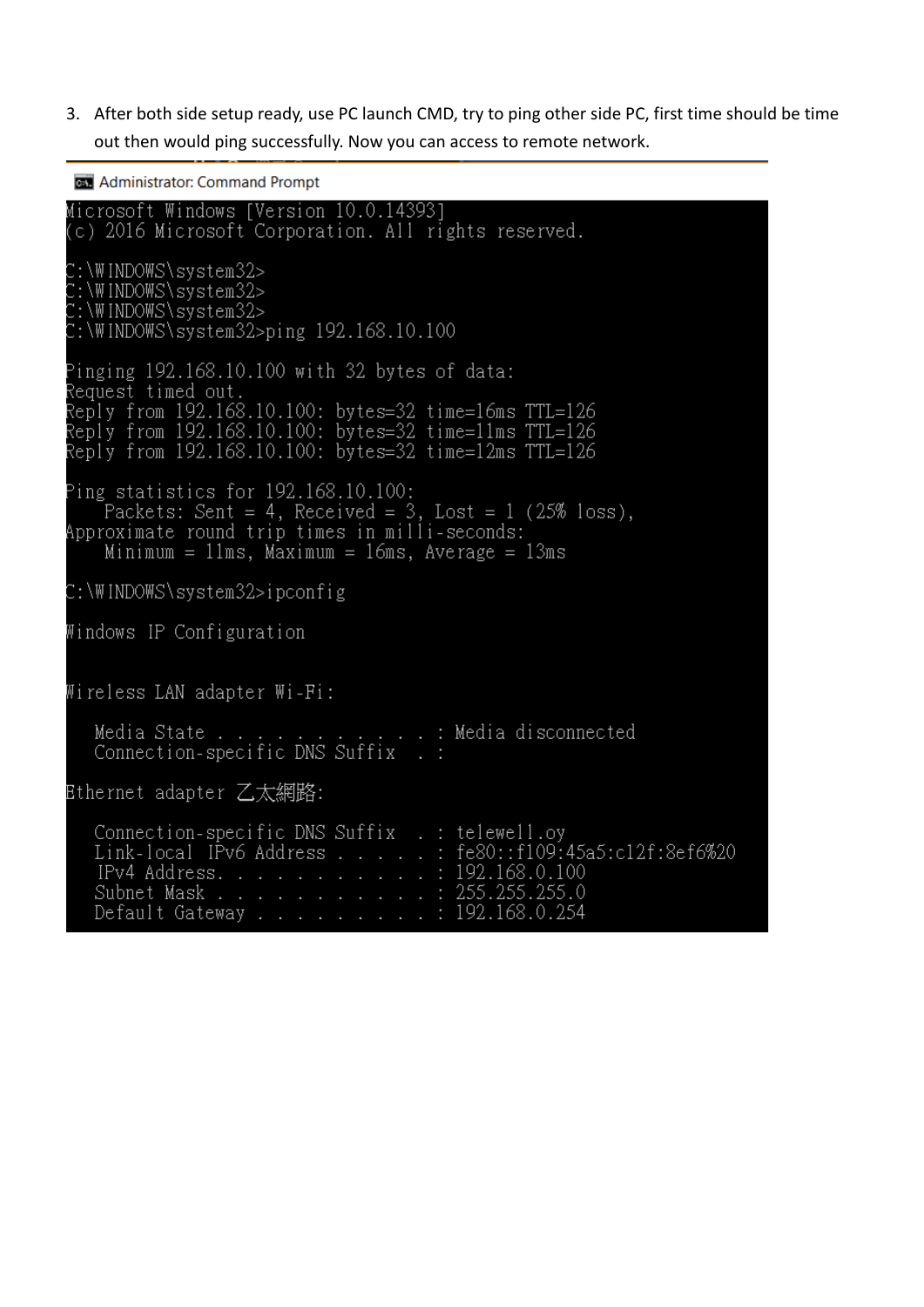3. After both side setup ready, use PC launch CMD, try to ping other side PC, first time should be time out then would ping successfully. Now you can access to remote network.

Administrator: Command Prompt

```
Microsoft Windows [Version 10.0.14393]
(c) 2016 Microsoft Corporation. All rights reserved.

C:\WINDOWS\system32>
C:\WINDOWS\system32>
C:\WINDOWS\system32>
C:\WINDOWS\system32>ping 192.168.10.100

Pinging 192.168.10.100 with 32 bytes of data:
Request timed out.
Reply from 192.168.10.100: bytes=32 time=16ms TTL=126
Reply from 192.168.10.100: bytes=32 time=11ms TTL=126
Reply from 192.168.10.100: bytes=32 time=12ms TTL=126

Ping statistics for 192.168.10.100:
    Packets: Sent = 4, Received = 3, Lost = 1 (25% loss),
Approximate round trip times in milli-seconds:
    Minimum = 11ms, Maximum = 16ms, Average = 13ms

C:\WINDOWS\system32>ipconfig

Windows IP Configuration


Wireless LAN adapter Wi-Fi:

   Media State . . . . . . . . . . . : Media disconnected
   Connection-specific DNS Suffix  . :

Ethernet adapter 乙太網路:

   Connection-specific DNS Suffix  . : telewell.oy
   Link-local IPv6 Address . . . . . : fe80::f109:45a5:c12f:8ef6%20
   IPv4 Address. . . . . . . . . . . : 192.168.0.100
   Subnet Mask . . . . . . . . . . . : 255.255.255.0
   Default Gateway . . . . . . . . . : 192.168.0.254
```